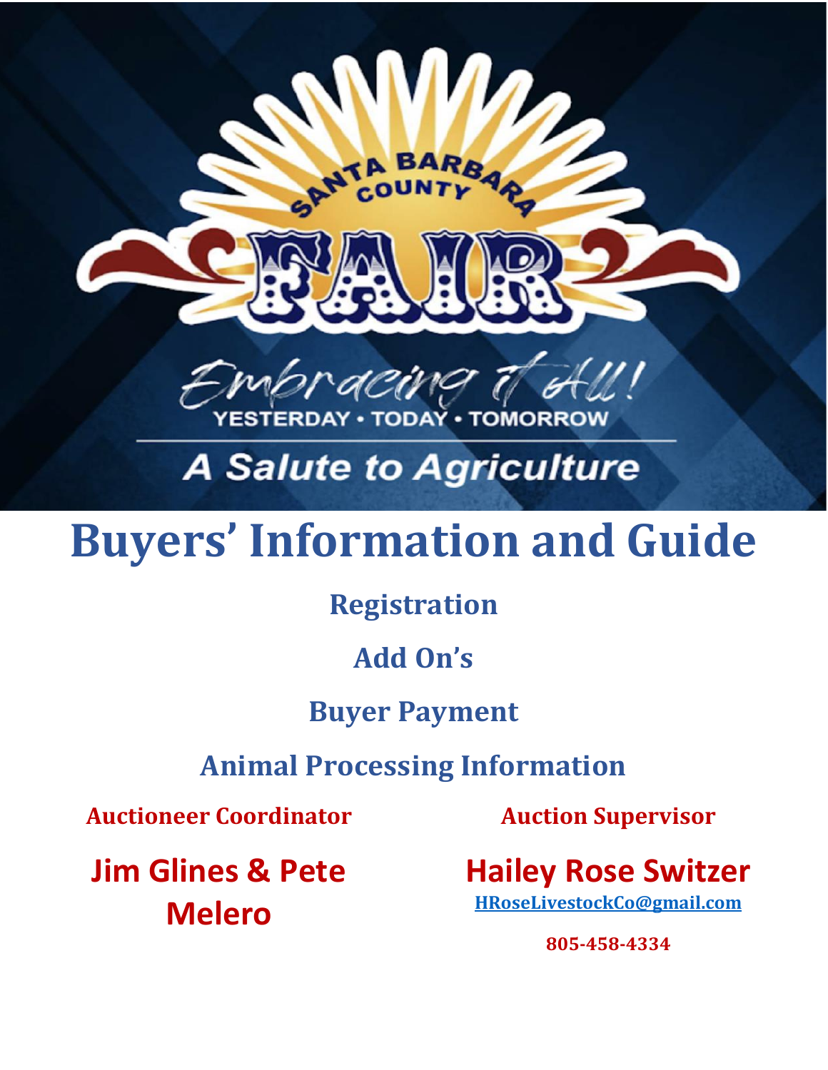SANTA BARBARA COUNTY

FAIR

*Embracing it All!*

YESTERDAY • TODAY • TOMORROW

*A Salute to Agriculture*

# Buyers' Information and Guide

## Registration

## Add On's

## Buyer Payment

## Animal Processing Information

**Auctioneer Coordinator**

**Jim Glines & Pete Melero**

**Auction Supervisor**

**Hailey Rose Switzer**

HRoseLivestockCo@gmail.com

**805-458-4334**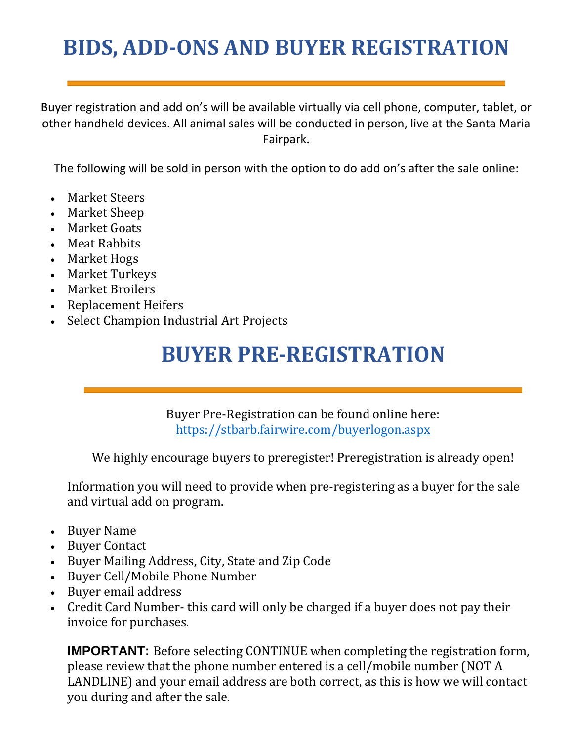# BIDS, ADD-ONS AND BUYER REGISTRATION

Buyer registration and add on's will be available virtually via cell phone, computer, tablet, or other handheld devices. All animal sales will be conducted in person, live at the Santa Maria Fairpark.

The following will be sold in person with the option to do add on's after the sale online:

- Market Steers
- Market Sheep
- Market Goats
- Meat Rabbits
- Market Hogs
- Market Turkeys
- Market Broilers
- Replacement Heifers
- Select Champion Industrial Art Projects

# BUYER PRE-REGISTRATION

Buyer Pre-Registration can be found online here: https://stbarb.fairwire.com/buyerlogon.aspx

We highly encourage buyers to preregister! Preregistration is already open!

Information you will need to provide when pre-registering as a buyer for the sale and virtual add on program.

- Buyer Name
- Buyer Contact
- Buyer Mailing Address, City, State and Zip Code
- Buyer Cell/Mobile Phone Number
- Buyer email address
- Credit Card Number- this card will only be charged if a buyer does not pay their invoice for purchases.

**IMPORTANT:** Before selecting CONTINUE when completing the registration form, please review that the phone number entered is a cell/mobile number (NOT A LANDLINE) and your email address are both correct, as this is how we will contact you during and after the sale.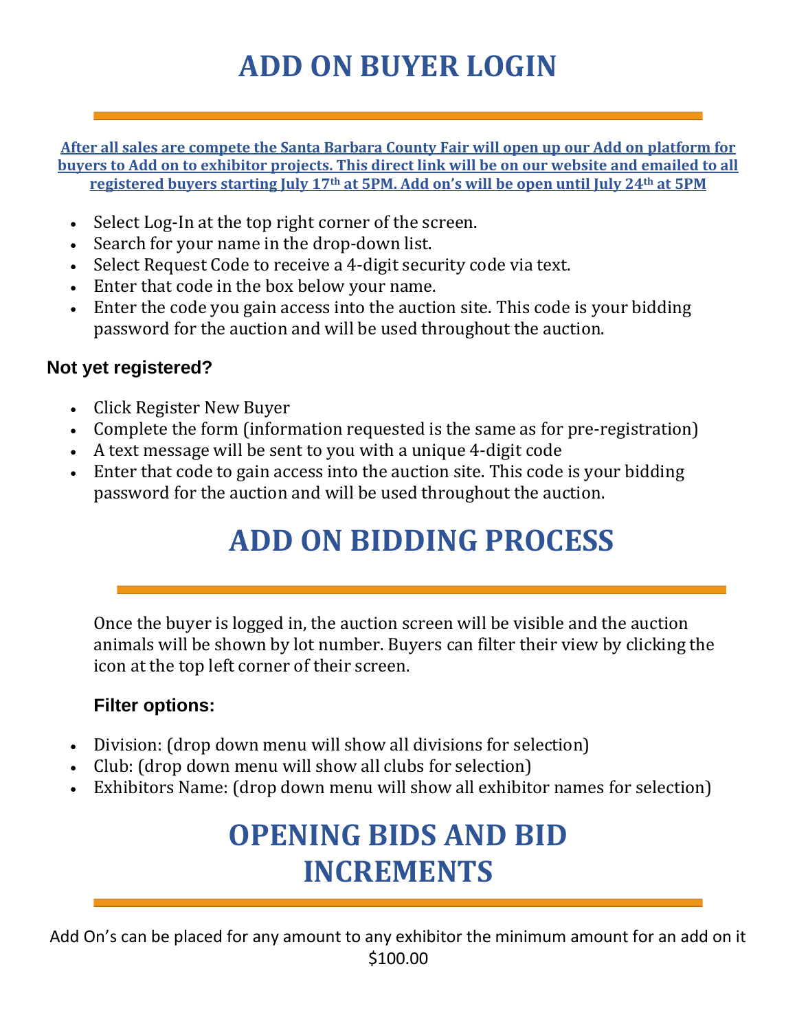# ADD ON BUYER LOGIN

**After all sales are compete the Santa Barbara County Fair will open up our Add on platform for buyers to Add on to exhibitor projects. This direct link will be on our website and emailed to all registered buyers starting July 17th at 5PM. Add on's will be open until July 24th at 5PM**

- Select Log-In at the top right corner of the screen.
- Search for your name in the drop-down list.
- Select Request Code to receive a 4-digit security code via text.
- Enter that code in the box below your name.
- Enter the code you gain access into the auction site. This code is your bidding password for the auction and will be used throughout the auction.

### Not yet registered?

- Click Register New Buyer
- Complete the form (information requested is the same as for pre-registration)
- A text message will be sent to you with a unique 4-digit code
- Enter that code to gain access into the auction site. This code is your bidding password for the auction and will be used throughout the auction.

# ADD ON BIDDING PROCESS

Once the buyer is logged in, the auction screen will be visible and the auction animals will be shown by lot number. Buyers can filter their view by clicking the icon at the top left corner of their screen.

### Filter options:

- Division: (drop down menu will show all divisions for selection)
- Club: (drop down menu will show all clubs for selection)
- Exhibitors Name: (drop down menu will show all exhibitor names for selection)

# OPENING BIDS AND BID INCREMENTS

Add On's can be placed for any amount to any exhibitor the minimum amount for an add on it $100.00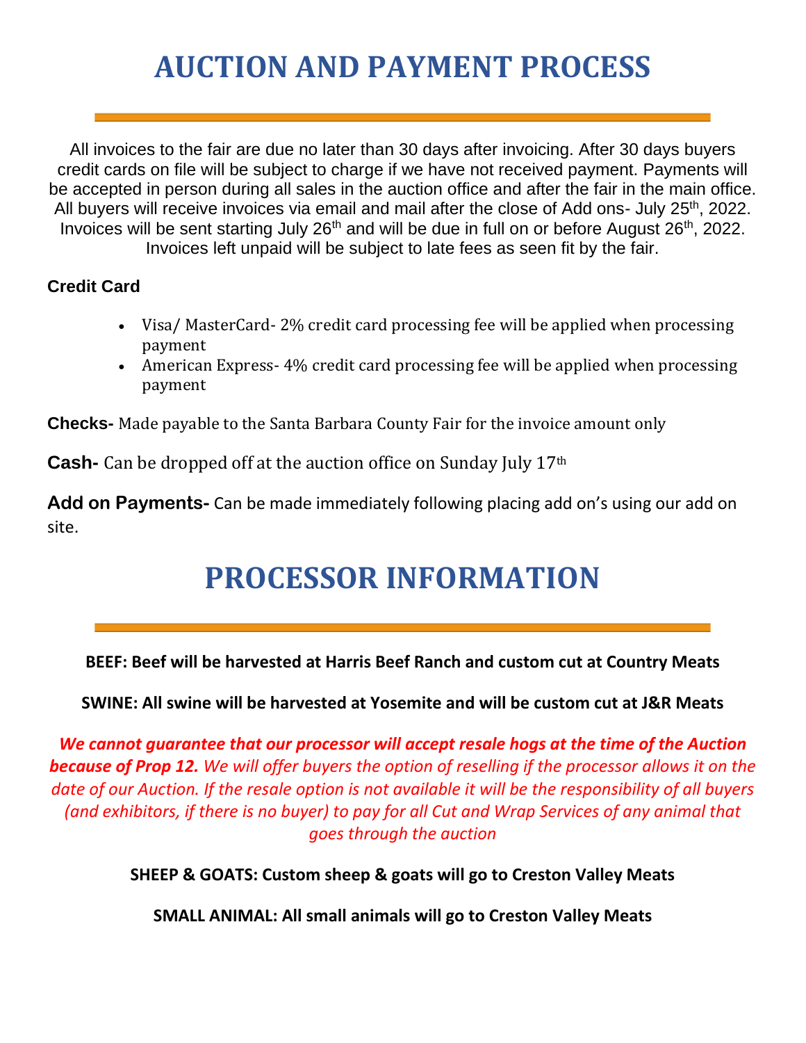# AUCTION AND PAYMENT PROCESS

All invoices to the fair are due no later than 30 days after invoicing. After 30 days buyers credit cards on file will be subject to charge if we have not received payment. Payments will be accepted in person during all sales in the auction office and after the fair in the main office. All buyers will receive invoices via email and mail after the close of Add ons- July 25th, 2022. Invoices will be sent starting July 26th and will be due in full on or before August 26th, 2022. Invoices left unpaid will be subject to late fees as seen fit by the fair.

**Credit Card**

- Visa/ MasterCard- 2% credit card processing fee will be applied when processing payment
- American Express- 4% credit card processing fee will be applied when processing payment

**Checks-** Made payable to the Santa Barbara County Fair for the invoice amount only

**Cash-** Can be dropped off at the auction office on Sunday July 17th

**Add on Payments-** Can be made immediately following placing add on's using our add on site.

# PROCESSOR INFORMATION

**BEEF: Beef will be harvested at Harris Beef Ranch and custom cut at Country Meats**

**SWINE: All swine will be harvested at Yosemite and will be custom cut at J&R Meats**

***We cannot guarantee that our processor will accept resale hogs at the time of the Auction because of Prop 12.*** *We will offer buyers the option of reselling if the processor allows it on the date of our Auction. If the resale option is not available it will be the responsibility of all buyers (and exhibitors, if there is no buyer) to pay for all Cut and Wrap Services of any animal that goes through the auction*

**SHEEP & GOATS: Custom sheep & goats will go to Creston Valley Meats**

**SMALL ANIMAL: All small animals will go to Creston Valley Meats**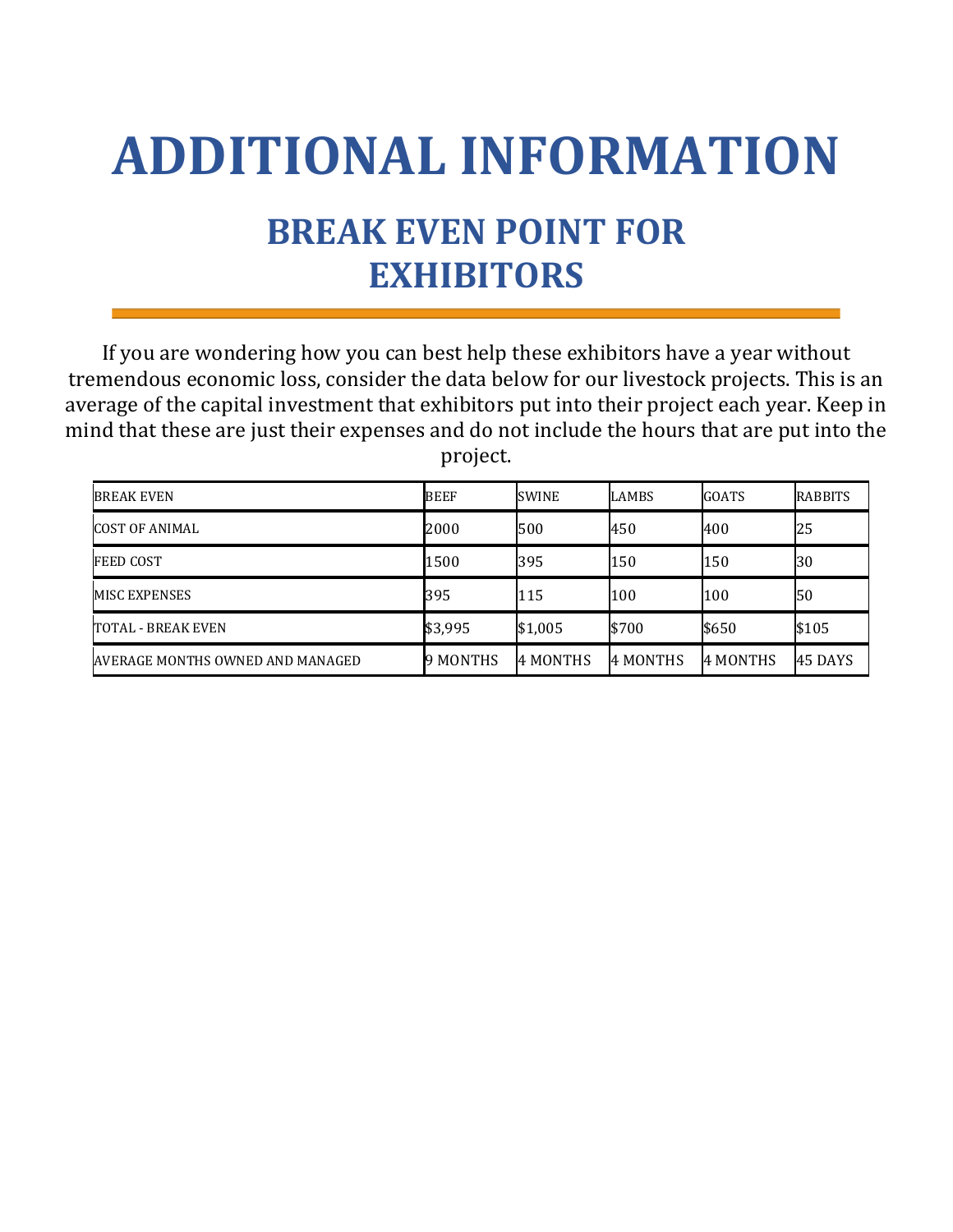# ADDITIONAL INFORMATION

## BREAK EVEN POINT FOR EXHIBITORS

If you are wondering how you can best help these exhibitors have a year without tremendous economic loss, consider the data below for our livestock projects. This is an average of the capital investment that exhibitors put into their project each year. Keep in mind that these are just their expenses and do not include the hours that are put into the project.

| BREAK EVEN | BEEF | SWINE | LAMBS | GOATS | RABBITS |
|---|---|---|---|---|---|
| COST OF ANIMAL | 2000 | 500 | 450 | 400 | 25 |
| FEED COST | 1500 | 395 | 150 | 150 | 30 |
| MISC EXPENSES | 395 | 115 | 100 | 100 | 50 |
| TOTAL - BREAK EVEN | $3,995 | $1,005 | $700 | $650 | $105 |
| AVERAGE MONTHS OWNED AND MANAGED | 9 MONTHS | 4 MONTHS | 4 MONTHS | 4 MONTHS | 45 DAYS |